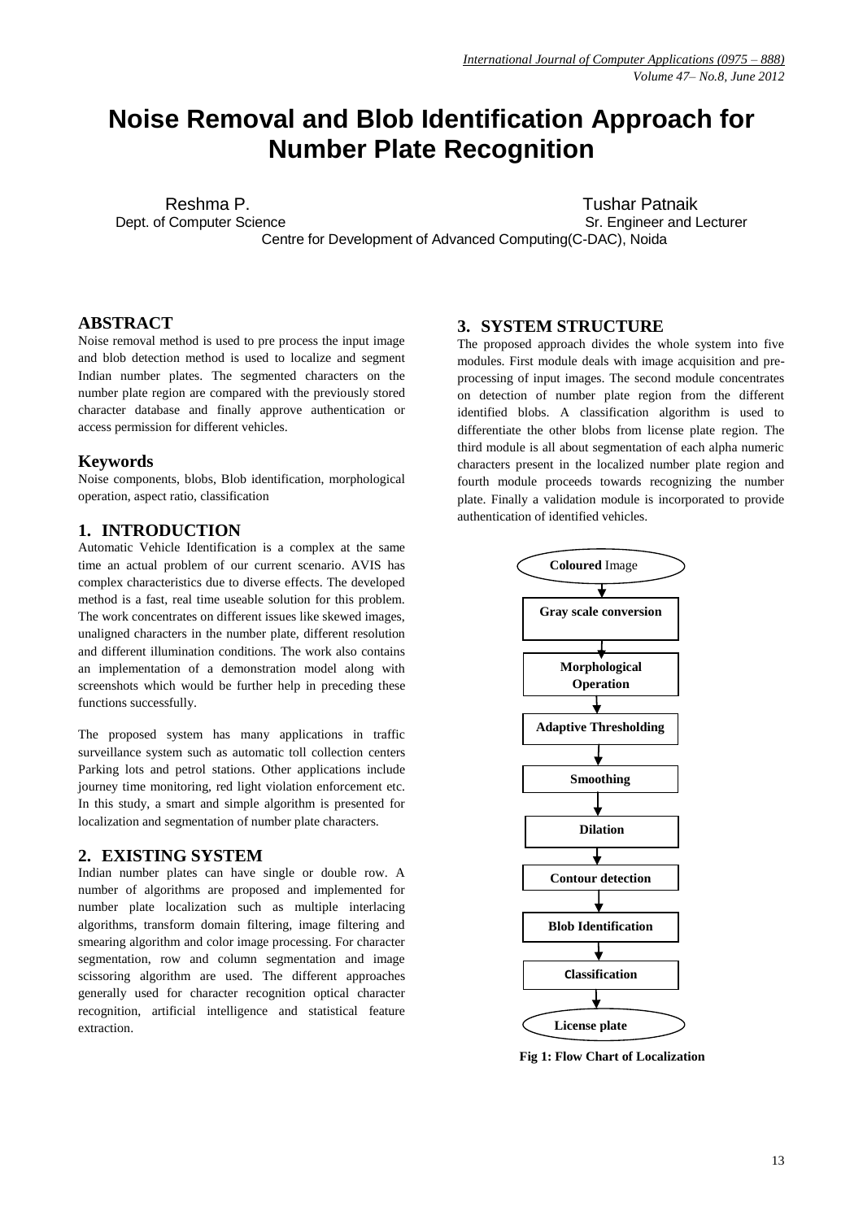# Noise Removal and Blob Identification Approach for Number Plate Recognition

Reshma P.
Dept. of Computer Science

Tushar Patnaik
Sr. Engineer and Lecturer

Centre for Development of Advanced Computing(C-DAC), Noida

## ABSTRACT

Noise removal method is used to pre process the input image and blob detection method is used to localize and segment Indian number plates. The segmented characters on the number plate region are compared with the previously stored character database and finally approve authentication or access permission for different vehicles.

## Keywords

Noise components, blobs, Blob identification, morphological operation, aspect ratio, classification

## 1. INTRODUCTION

Automatic Vehicle Identification is a complex at the same time an actual problem of our current scenario. AVIS has complex characteristics due to diverse effects. The developed method is a fast, real time useable solution for this problem. The work concentrates on different issues like skewed images, unaligned characters in the number plate, different resolution and different illumination conditions. The work also contains an implementation of a demonstration model along with screenshots which would be further help in preceding these functions successfully.

The proposed system has many applications in traffic surveillance system such as automatic toll collection centers Parking lots and petrol stations. Other applications include journey time monitoring, red light violation enforcement etc. In this study, a smart and simple algorithm is presented for localization and segmentation of number plate characters.

## 2. EXISTING SYSTEM

Indian number plates can have single or double row. A number of algorithms are proposed and implemented for number plate localization such as multiple interlacing algorithms, transform domain filtering, image filtering and smearing algorithm and color image processing. For character segmentation, row and column segmentation and image scissoring algorithm are used. The different approaches generally used for character recognition optical character recognition, artificial intelligence and statistical feature extraction.

## 3. SYSTEM STRUCTURE

The proposed approach divides the whole system into five modules. First module deals with image acquisition and pre-processing of input images. The second module concentrates on detection of number plate region from the different identified blobs. A classification algorithm is used to differentiate the other blobs from license plate region. The third module is all about segmentation of each alpha numeric characters present in the localized number plate region and fourth module proceeds towards recognizing the number plate. Finally a validation module is incorporated to provide authentication of identified vehicles.

**Coloured** Image → **Gray scale conversion** → **Morphological Operation** → **Adaptive Thresholding** → **Smoothing** → **Dilation** → **Contour detection** → **Blob Identification** → **Classification** → **License plate**

**Fig 1: Flow Chart of Localization**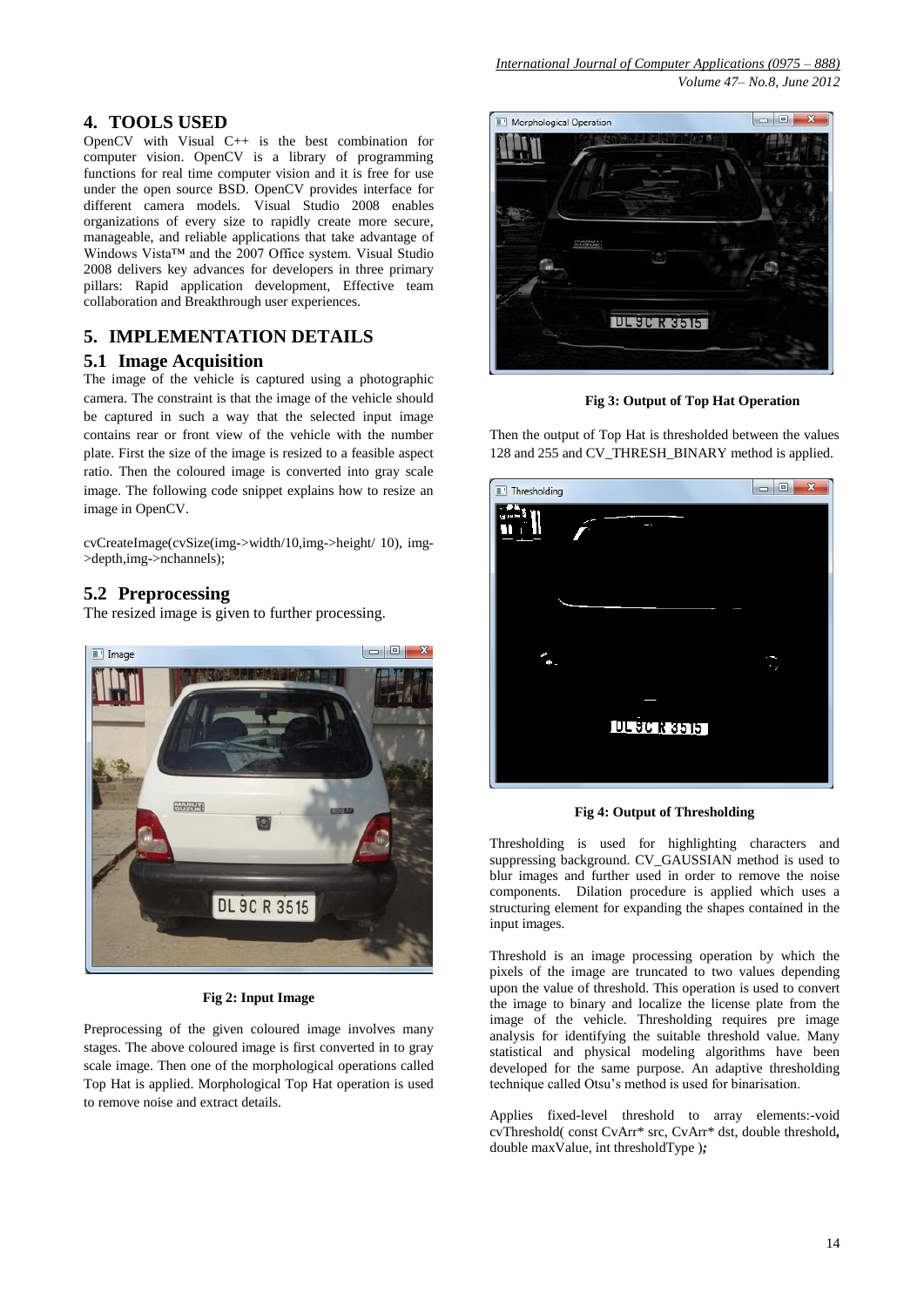## 4. TOOLS USED

OpenCV with Visual C++ is the best combination for computer vision. OpenCV is a library of programming functions for real time computer vision and it is free for use under the open source BSD. OpenCV provides interface for different camera models. Visual Studio 2008 enables organizations of every size to rapidly create more secure, manageable, and reliable applications that take advantage of Windows Vista™ and the 2007 Office system. Visual Studio 2008 delivers key advances for developers in three primary pillars: Rapid application development, Effective team collaboration and Breakthrough user experiences.

## 5. IMPLEMENTATION DETAILS

### 5.1 Image Acquisition

The image of the vehicle is captured using a photographic camera. The constraint is that the image of the vehicle should be captured in such a way that the selected input image contains rear or front view of the vehicle with the number plate. First the size of the image is resized to a feasible aspect ratio. Then the coloured image is converted into gray scale image. The following code snippet explains how to resize an image in OpenCV.

```
cvCreateImage(cvSize(img->width/10,img->height/ 10), img->depth,img->nchannels);
```

### 5.2 Preprocessing

The resized image is given to further processing.

**Fig 2: Input Image**

Preprocessing of the given coloured image involves many stages. The above coloured image is first converted in to gray scale image. Then one of the morphological operations called Top Hat is applied. Morphological Top Hat operation is used to remove noise and extract details.

**Fig 3: Output of Top Hat Operation**

Then the output of Top Hat is thresholded between the values 128 and 255 and CV_THRESH_BINARY method is applied.

**Fig 4: Output of Thresholding**

Thresholding is used for highlighting characters and suppressing background. CV_GAUSSIAN method is used to blur images and further used in order to remove the noise components. Dilation procedure is applied which uses a structuring element for expanding the shapes contained in the input images.

Threshold is an image processing operation by which the pixels of the image are truncated to two values depending upon the value of threshold. This operation is used to convert the image to binary and localize the license plate from the image of the vehicle. Thresholding requires pre image analysis for identifying the suitable threshold value. Many statistical and physical modeling algorithms have been developed for the same purpose. An adaptive thresholding technique called Otsu's method is used for binarisation.

Applies fixed-level threshold to array elements:-void cvThreshold( const CvArr* src, CvArr* dst, double threshold**,** double maxValue, int thresholdType )***;***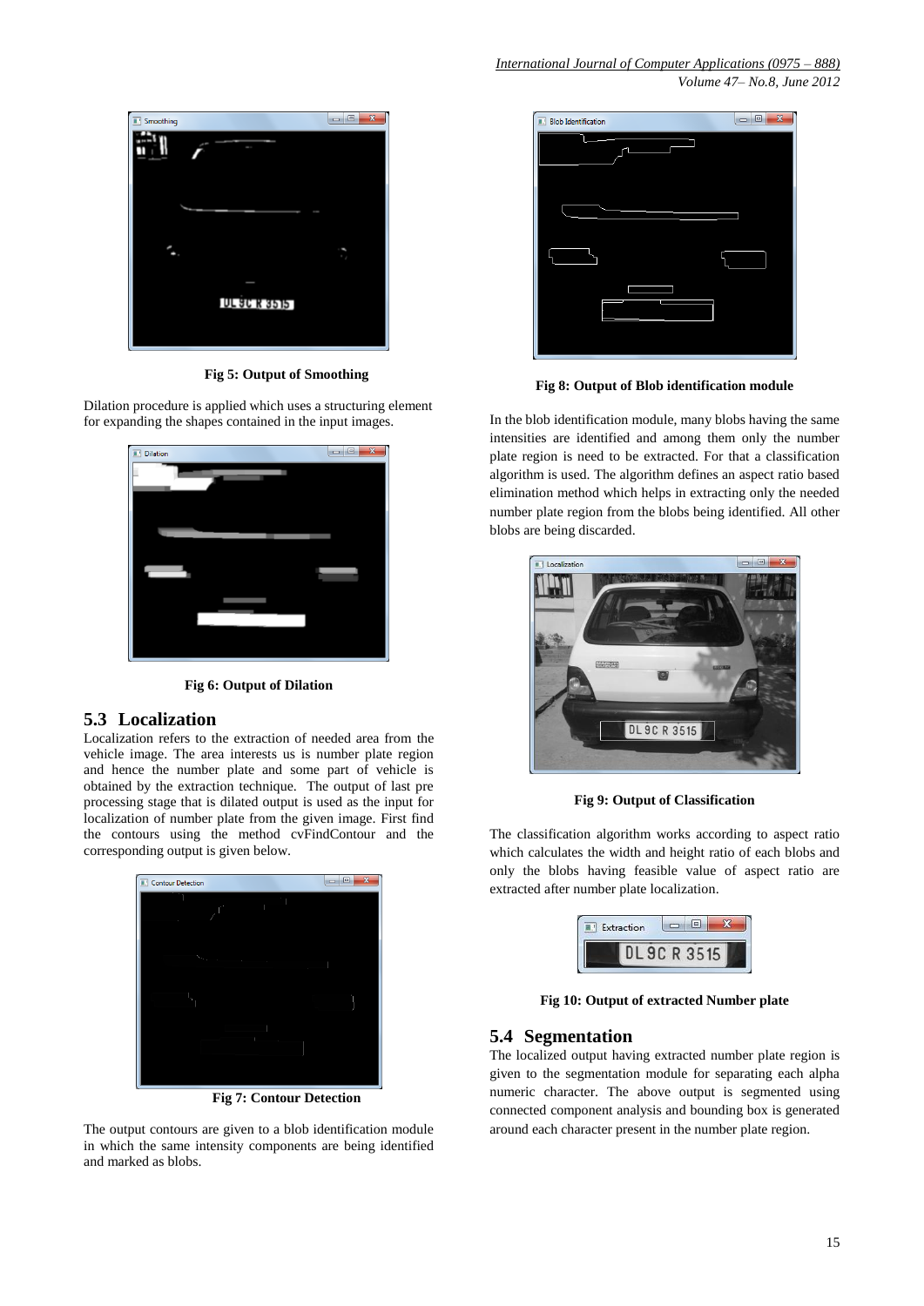Fig 5: Output of Smoothing

Dilation procedure is applied which uses a structuring element for expanding the shapes contained in the input images.

Fig 6: Output of Dilation

## 5.3 Localization

Localization refers to the extraction of needed area from the vehicle image. The area interests us is number plate region and hence the number plate and some part of vehicle is obtained by the extraction technique. The output of last pre processing stage that is dilated output is used as the input for localization of number plate from the given image. First find the contours using the method cvFindContour and the corresponding output is given below.

Fig 7: Contour Detection

The output contours are given to a blob identification module in which the same intensity components are being identified and marked as blobs.

Fig 8: Output of Blob identification module

In the blob identification module, many blobs having the same intensities are identified and among them only the number plate region is need to be extracted. For that a classification algorithm is used. The algorithm defines an aspect ratio based elimination method which helps in extracting only the needed number plate region from the blobs being identified. All other blobs are being discarded.

Fig 9: Output of Classification

The classification algorithm works according to aspect ratio which calculates the width and height ratio of each blobs and only the blobs having feasible value of aspect ratio are extracted after number plate localization.

Fig 10: Output of extracted Number plate

## 5.4 Segmentation

The localized output having extracted number plate region is given to the segmentation module for separating each alpha numeric character. The above output is segmented using connected component analysis and bounding box is generated around each character present in the number plate region.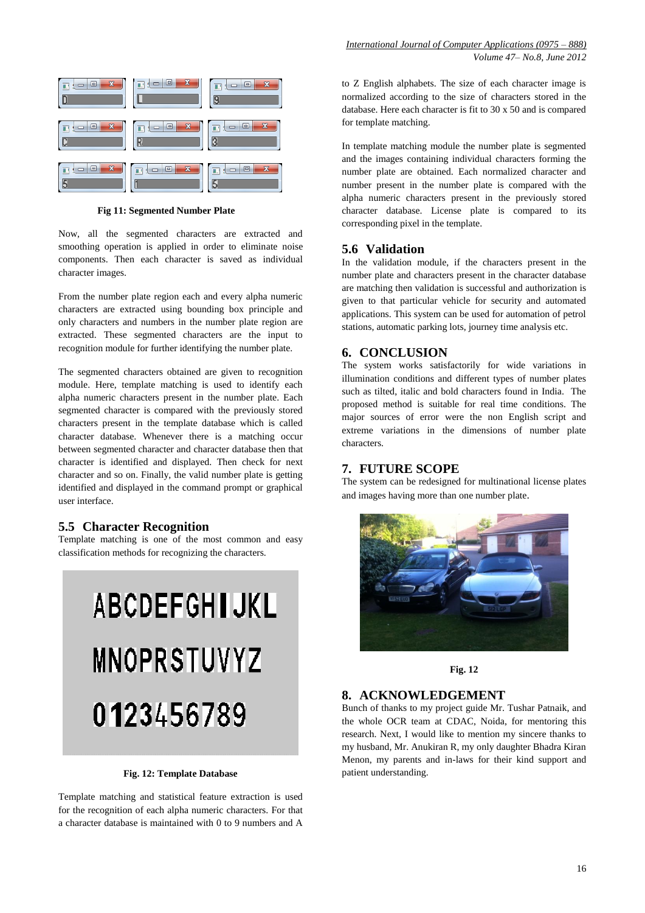Fig 11: Segmented Number Plate

Now, all the segmented characters are extracted and smoothing operation is applied in order to eliminate noise components. Then each character is saved as individual character images.

From the number plate region each and every alpha numeric characters are extracted using bounding box principle and only characters and numbers in the number plate region are extracted. These segmented characters are the input to recognition module for further identifying the number plate.

The segmented characters obtained are given to recognition module. Here, template matching is used to identify each alpha numeric characters present in the number plate. Each segmented character is compared with the previously stored characters present in the template database which is called character database. Whenever there is a matching occur between segmented character and character database then that character is identified and displayed. Then check for next character and so on. Finally, the valid number plate is getting identified and displayed in the command prompt or graphical user interface.

## 5.5 Character Recognition

Template matching is one of the most common and easy classification methods for recognizing the characters.

**Fig. 12: Template Database**

Template matching and statistical feature extraction is used for the recognition of each alpha numeric characters. For that a character database is maintained with 0 to 9 numbers and A to Z English alphabets. The size of each character image is normalized according to the size of characters stored in the database. Here each character is fit to 30 x 50 and is compared for template matching.

In template matching module the number plate is segmented and the images containing individual characters forming the number plate are obtained. Each normalized character and number present in the number plate is compared with the alpha numeric characters present in the previously stored character database. License plate is compared to its corresponding pixel in the template.

## 5.6 Validation

In the validation module, if the characters present in the number plate and characters present in the character database are matching then validation is successful and authorization is given to that particular vehicle for security and automated applications. This system can be used for automation of petrol stations, automatic parking lots, journey time analysis etc.

## 6. CONCLUSION

The system works satisfactorily for wide variations in illumination conditions and different types of number plates such as tilted, italic and bold characters found in India. The proposed method is suitable for real time conditions. The major sources of error were the non English script and extreme variations in the dimensions of number plate characters.

## 7. FUTURE SCOPE

The system can be redesigned for multinational license plates and images having more than one number plate.

**Fig. 12**

## 8. ACKNOWLEDGEMENT

Bunch of thanks to my project guide Mr. Tushar Patnaik, and the whole OCR team at CDAC, Noida, for mentoring this research. Next, I would like to mention my sincere thanks to my husband, Mr. Anukiran R, my only daughter Bhadra Kiran Menon, my parents and in-laws for their kind support and patient understanding.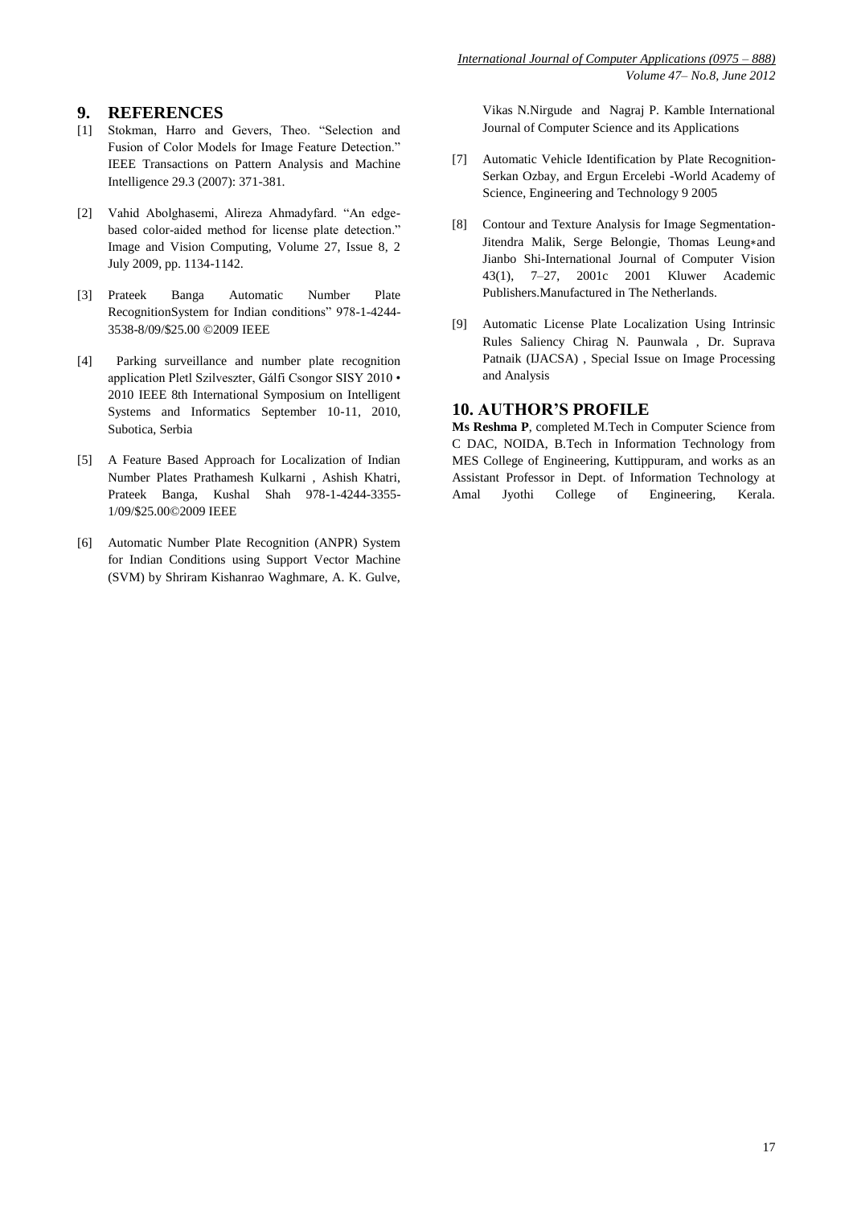## 9. REFERENCES

[1] Stokman, Harro and Gevers, Theo. "Selection and Fusion of Color Models for Image Feature Detection." IEEE Transactions on Pattern Analysis and Machine Intelligence 29.3 (2007): 371-381.

[2] Vahid Abolghasemi, Alireza Ahmadyfard. "An edge-based color-aided method for license plate detection." Image and Vision Computing, Volume 27, Issue 8, 2 July 2009, pp. 1134-1142.

[3] Prateek Banga Automatic Number Plate RecognitionSystem for Indian conditions" 978-1-4244-3538-8/09/$25.00 ©2009 IEEE

[4] Parking surveillance and number plate recognition application Pletl Szilveszter, Gálfi Csongor SISY 2010 • 2010 IEEE 8th International Symposium on Intelligent Systems and Informatics September 10-11, 2010, Subotica, Serbia

[5] A Feature Based Approach for Localization of Indian Number Plates Prathamesh Kulkarni , Ashish Khatri, Prateek Banga, Kushal Shah 978-1-4244-3355-1/09/$25.00©2009 IEEE

[6] Automatic Number Plate Recognition (ANPR) System for Indian Conditions using Support Vector Machine (SVM) by Shriram Kishanrao Waghmare, A. K. Gulve, Vikas N.Nirgude and Nagraj P. Kamble International Journal of Computer Science and its Applications

[7] Automatic Vehicle Identification by Plate Recognition-Serkan Ozbay, and Ergun Ercelebi -World Academy of Science, Engineering and Technology 9 2005

[8] Contour and Texture Analysis for Image Segmentation-Jitendra Malik, Serge Belongie, Thomas Leung∗and Jianbo Shi-International Journal of Computer Vision 43(1), 7–27, 2001c 2001 Kluwer Academic Publishers.Manufactured in The Netherlands.

[9] Automatic License Plate Localization Using Intrinsic Rules Saliency Chirag N. Paunwala , Dr. Suprava Patnaik (IJACSA) , Special Issue on Image Processing and Analysis

## 10. AUTHOR'S PROFILE

**Ms Reshma P**, completed M.Tech in Computer Science from C DAC, NOIDA, B.Tech in Information Technology from MES College of Engineering, Kuttippuram, and works as an Assistant Professor in Dept. of Information Technology at Amal Jyothi College of Engineering, Kerala.